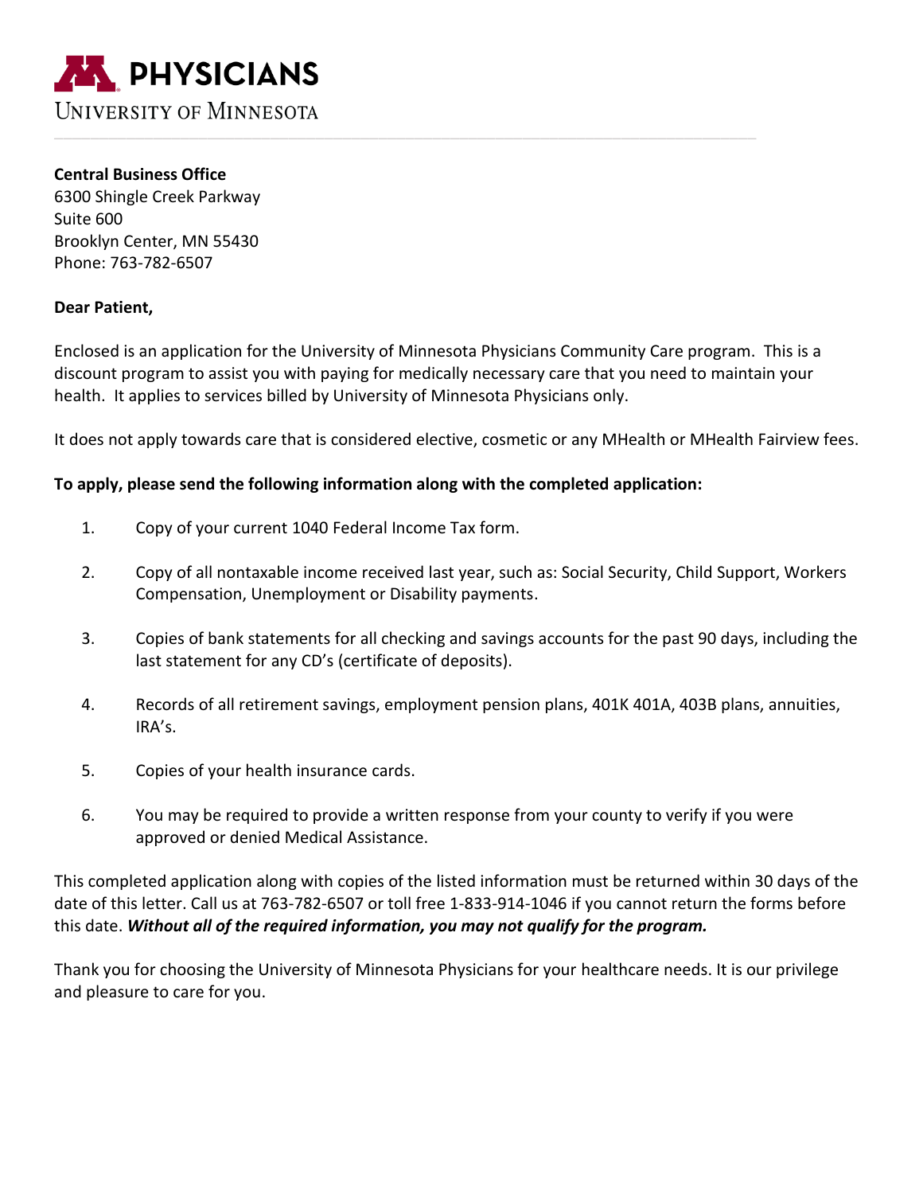# PHYSICIANS

UNIVERSITY OF MINNESOTA

**Central Business Office**
6300 Shingle Creek Parkway
Suite 600
Brooklyn Center, MN 55430
Phone: 763-782-6507

**Dear Patient,**

Enclosed is an application for the University of Minnesota Physicians Community Care program. This is a discount program to assist you with paying for medically necessary care that you need to maintain your health. It applies to services billed by University of Minnesota Physicians only.

It does not apply towards care that is considered elective, cosmetic or any MHealth or MHealth Fairview fees.

**To apply, please send the following information along with the completed application:**

1. Copy of your current 1040 Federal Income Tax form.
2. Copy of all nontaxable income received last year, such as: Social Security, Child Support, Workers Compensation, Unemployment or Disability payments.
3. Copies of bank statements for all checking and savings accounts for the past 90 days, including the last statement for any CD's (certificate of deposits).
4. Records of all retirement savings, employment pension plans, 401K 401A, 403B plans, annuities, IRA's.
5. Copies of your health insurance cards.
6. You may be required to provide a written response from your county to verify if you were approved or denied Medical Assistance.

This completed application along with copies of the listed information must be returned within 30 days of the date of this letter. Call us at 763-782-6507 or toll free 1-833-914-1046 if you cannot return the forms before this date. ***Without all of the required information, you may not qualify for the program.***

Thank you for choosing the University of Minnesota Physicians for your healthcare needs. It is our privilege and pleasure to care for you.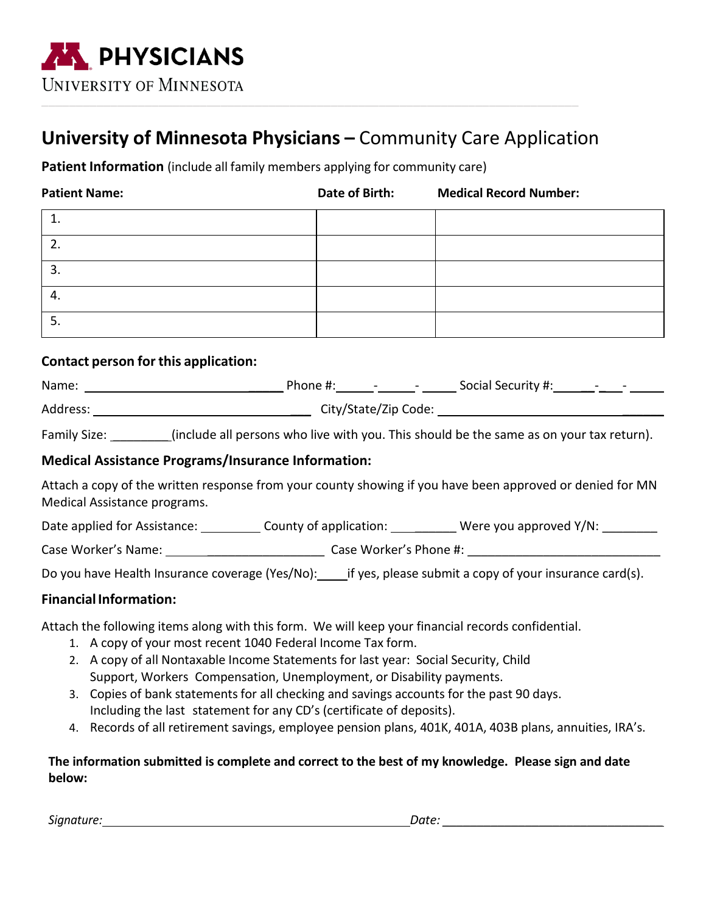**PHYSICIANS**
UNIVERSITY OF MINNESOTA

# University of Minnesota Physicians – Community Care Application

**Patient Information** (include all family members applying for community care)

| Patient Name: | Date of Birth: | Medical Record Number: |
|---|---|---|
| 1. | | |
| 2. | | |
| 3. | | |
| 4. | | |
| 5. | | |

## Contact person for this application:

Name: ______________________________ Phone #: _____-_____-_____ Social Security #: _____-____-_____

Address: ______________________________ City/State/Zip Code: ______________________________

Family Size: _________(include all persons who live with you. This should be the same as on your tax return).

## Medical Assistance Programs/Insurance Information:

Attach a copy of the written response from your county showing if you have been approved or denied for MN Medical Assistance programs.

Date applied for Assistance: _________ County of application: __________ Were you approved Y/N: ________

Case Worker's Name: ____________________________ Case Worker's Phone #: ____________________________

Do you have Health Insurance coverage (Yes/No):_____if yes, please submit a copy of your insurance card(s).

## Financial Information:

Attach the following items along with this form. We will keep your financial records confidential.

1. A copy of your most recent 1040 Federal Income Tax form.
2. A copy of all Nontaxable Income Statements for last year: Social Security, Child Support, Workers Compensation, Unemployment, or Disability payments.
3. Copies of bank statements for all checking and savings accounts for the past 90 days. Including the last statement for any CD's (certificate of deposits).
4. Records of all retirement savings, employee pension plans, 401K, 401A, 403B plans, annuities, IRA's.

**The information submitted is complete and correct to the best of my knowledge. Please sign and date below:**

*Signature:*______________________________________________ *Date:* ________________________________